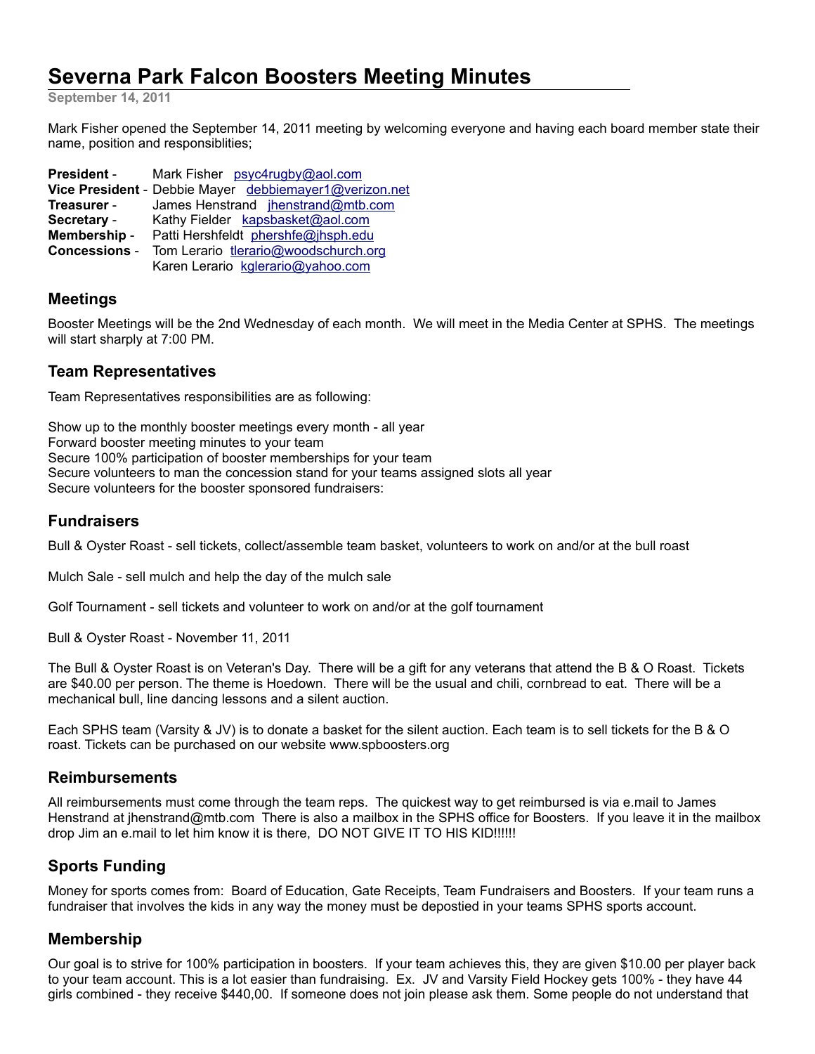# Severna Park Falcon Boosters Meeting Minutes

**September 14, 2011**

Mark Fisher opened the September 14, 2011 meeting by welcoming everyone and having each board member state their name, position and responsiblities;

**President** - Mark Fisher psyc4rugby@aol.com
**Vice President** - Debbie Mayer debbiemayer1@verizon.net
**Treasurer** - James Henstrand jhenstrand@mtb.com
**Secretary** - Kathy Fielder kapsbasket@aol.com
**Membership** - Patti Hershfeldt phershfe@jhsph.edu
**Concessions** - Tom Lerario tlerario@woodschurch.org
Karen Lerario kglerario@yahoo.com

## Meetings

Booster Meetings will be the 2nd Wednesday of each month. We will meet in the Media Center at SPHS. The meetings will start sharply at 7:00 PM.

## Team Representatives

Team Representatives responsibilities are as following:

Show up to the monthly booster meetings every month - all year
Forward booster meeting minutes to your team
Secure 100% participation of booster memberships for your team
Secure volunteers to man the concession stand for your teams assigned slots all year
Secure volunteers for the booster sponsored fundraisers:

## Fundraisers

Bull & Oyster Roast - sell tickets, collect/assemble team basket, volunteers to work on and/or at the bull roast

Mulch Sale - sell mulch and help the day of the mulch sale

Golf Tournament - sell tickets and volunteer to work on and/or at the golf tournament

Bull & Oyster Roast - November 11, 2011

The Bull & Oyster Roast is on Veteran's Day. There will be a gift for any veterans that attend the B & O Roast. Tickets are $40.00 per person. The theme is Hoedown. There will be the usual and chili, cornbread to eat. There will be a mechanical bull, line dancing lessons and a silent auction.

Each SPHS team (Varsity & JV) is to donate a basket for the silent auction. Each team is to sell tickets for the B & O roast. Tickets can be purchased on our website www.spboosters.org

## Reimbursements

All reimbursements must come through the team reps. The quickest way to get reimbursed is via e.mail to James Henstrand at jhenstrand@mtb.com There is also a mailbox in the SPHS office for Boosters. If you leave it in the mailbox drop Jim an e.mail to let him know it is there, DO NOT GIVE IT TO HIS KID!!!!!!

## Sports Funding

Money for sports comes from: Board of Education, Gate Receipts, Team Fundraisers and Boosters. If your team runs a fundraiser that involves the kids in any way the money must be depostied in your teams SPHS sports account.

## Membership

Our goal is to strive for 100% participation in boosters. If your team achieves this, they are given $10.00 per player back to your team account. This is a lot easier than fundraising. Ex. JV and Varsity Field Hockey gets 100% - they have 44 girls combined - they receive $440,00. If someone does not join please ask them. Some people do not understand that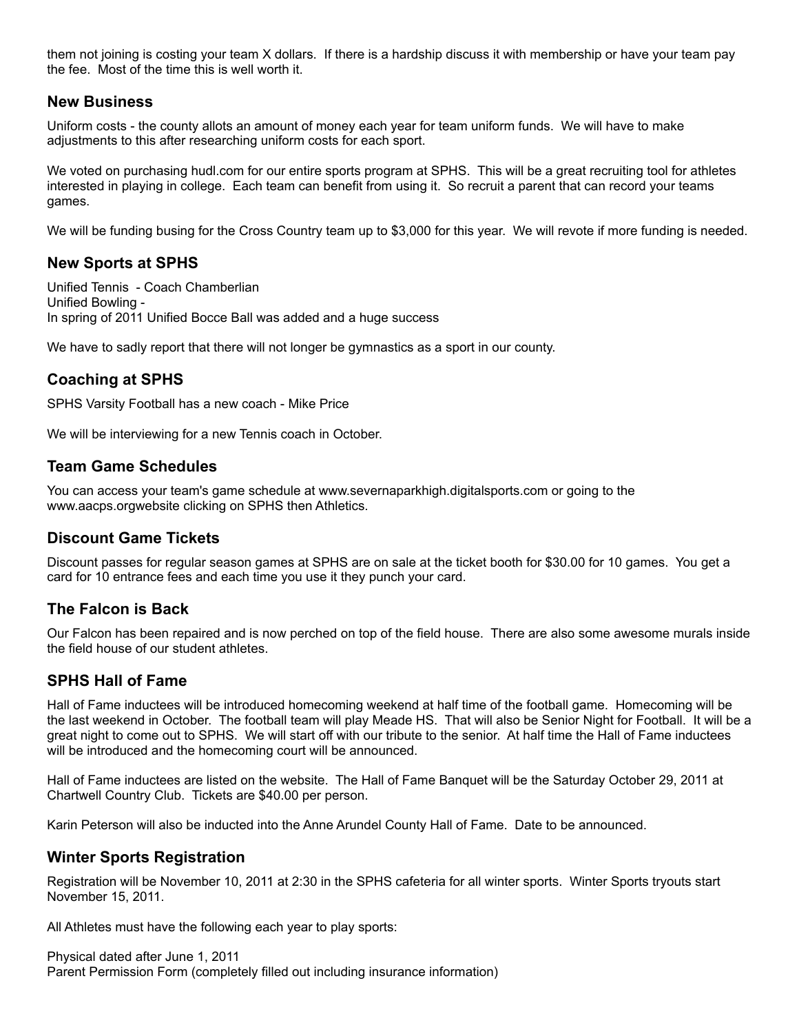them not joining is costing your team X dollars. If there is a hardship discuss it with membership or have your team pay the fee. Most of the time this is well worth it.

## New Business

Uniform costs - the county allots an amount of money each year for team uniform funds. We will have to make adjustments to this after researching uniform costs for each sport.

We voted on purchasing hudl.com for our entire sports program at SPHS. This will be a great recruiting tool for athletes interested in playing in college. Each team can benefit from using it. So recruit a parent that can record your teams games.

We will be funding busing for the Cross Country team up to $3,000 for this year. We will revote if more funding is needed.

## New Sports at SPHS

Unified Tennis - Coach Chamberlian
Unified Bowling -
In spring of 2011 Unified Bocce Ball was added and a huge success

We have to sadly report that there will not longer be gymnastics as a sport in our county.

## Coaching at SPHS

SPHS Varsity Football has a new coach - Mike Price

We will be interviewing for a new Tennis coach in October.

## Team Game Schedules

You can access your team's game schedule at www.severnaparkhigh.digitalsports.com or going to the www.aacps.orgwebsite clicking on SPHS then Athletics.

## Discount Game Tickets

Discount passes for regular season games at SPHS are on sale at the ticket booth for $30.00 for 10 games. You get a card for 10 entrance fees and each time you use it they punch your card.

## The Falcon is Back

Our Falcon has been repaired and is now perched on top of the field house. There are also some awesome murals inside the field house of our student athletes.

## SPHS Hall of Fame

Hall of Fame inductees will be introduced homecoming weekend at half time of the football game. Homecoming will be the last weekend in October. The football team will play Meade HS. That will also be Senior Night for Football. It will be a great night to come out to SPHS. We will start off with our tribute to the senior. At half time the Hall of Fame inductees will be introduced and the homecoming court will be announced.

Hall of Fame inductees are listed on the website. The Hall of Fame Banquet will be the Saturday October 29, 2011 at Chartwell Country Club. Tickets are $40.00 per person.

Karin Peterson will also be inducted into the Anne Arundel County Hall of Fame. Date to be announced.

## Winter Sports Registration

Registration will be November 10, 2011 at 2:30 in the SPHS cafeteria for all winter sports. Winter Sports tryouts start November 15, 2011.

All Athletes must have the following each year to play sports:

Physical dated after June 1, 2011
Parent Permission Form (completely filled out including insurance information)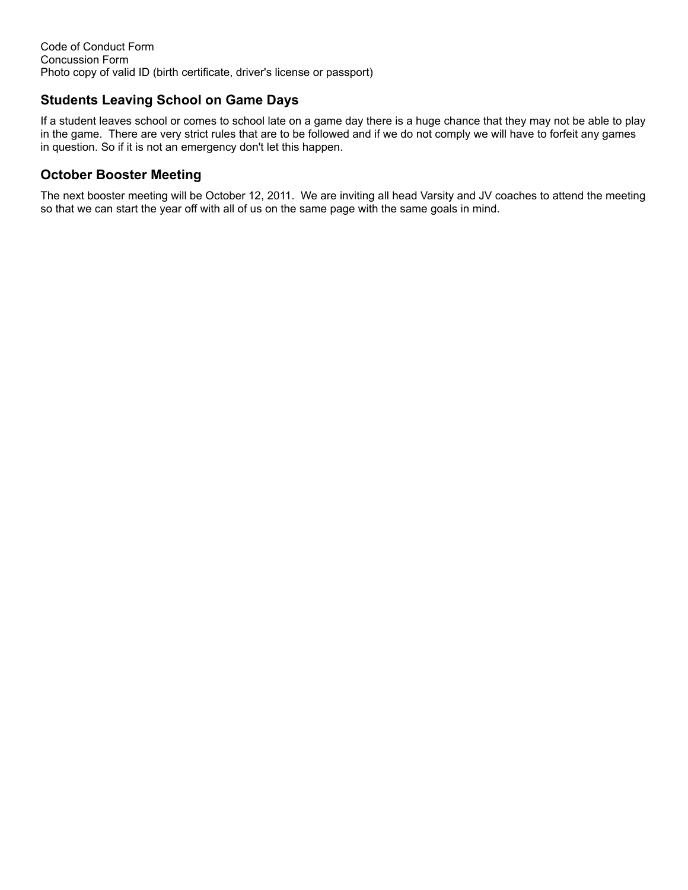Code of Conduct Form
Concussion Form
Photo copy of valid ID (birth certificate, driver's license or passport)

## Students Leaving School on Game Days

If a student leaves school or comes to school late on a game day there is a huge chance that they may not be able to play in the game.  There are very strict rules that are to be followed and if we do not comply we will have to forfeit any games in question. So if it is not an emergency don't let this happen.

## October Booster Meeting

The next booster meeting will be October 12, 2011.  We are inviting all head Varsity and JV coaches to attend the meeting so that we can start the year off with all of us on the same page with the same goals in mind.